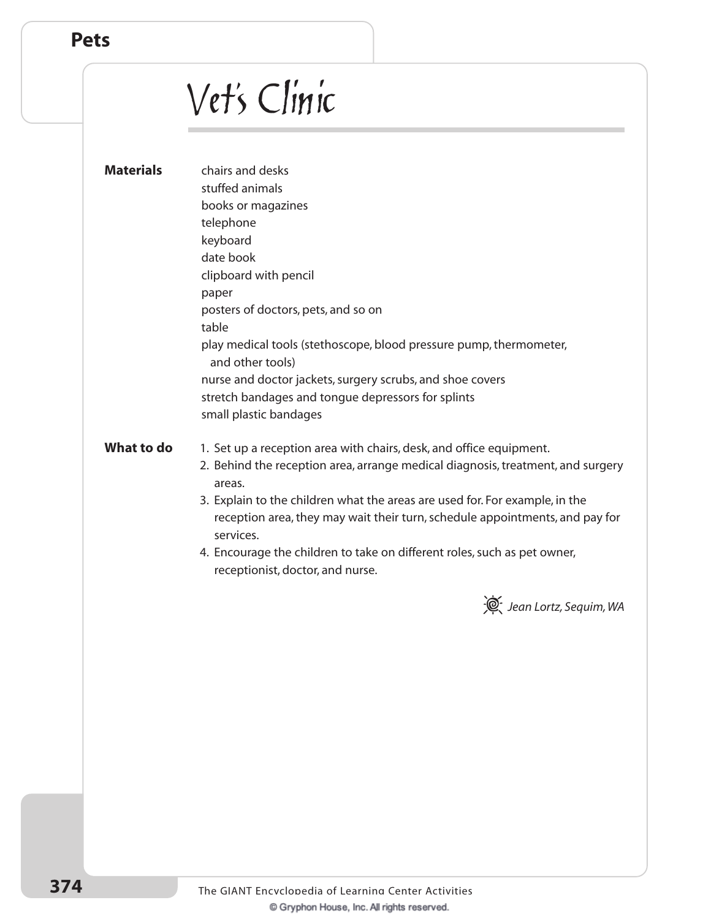# Vet's Clinic

**Materials**

chairs and desks
stuffed animals
books or magazines
telephone
keyboard
date book
clipboard with pencil
paper
posters of doctors, pets, and so on
table
play medical tools (stethoscope, blood pressure pump, thermometer, and other tools)
nurse and doctor jackets, surgery scrubs, and shoe covers
stretch bandages and tongue depressors for splints
small plastic bandages

**What to do**

1. Set up a reception area with chairs, desk, and office equipment.
2. Behind the reception area, arrange medical diagnosis, treatment, and surgery areas.
3. Explain to the children what the areas are used for. For example, in the reception area, they may wait their turn, schedule appointments, and pay for services.
4. Encourage the children to take on different roles, such as pet owner, receptionist, doctor, and nurse.

*Jean Lortz, Sequim, WA*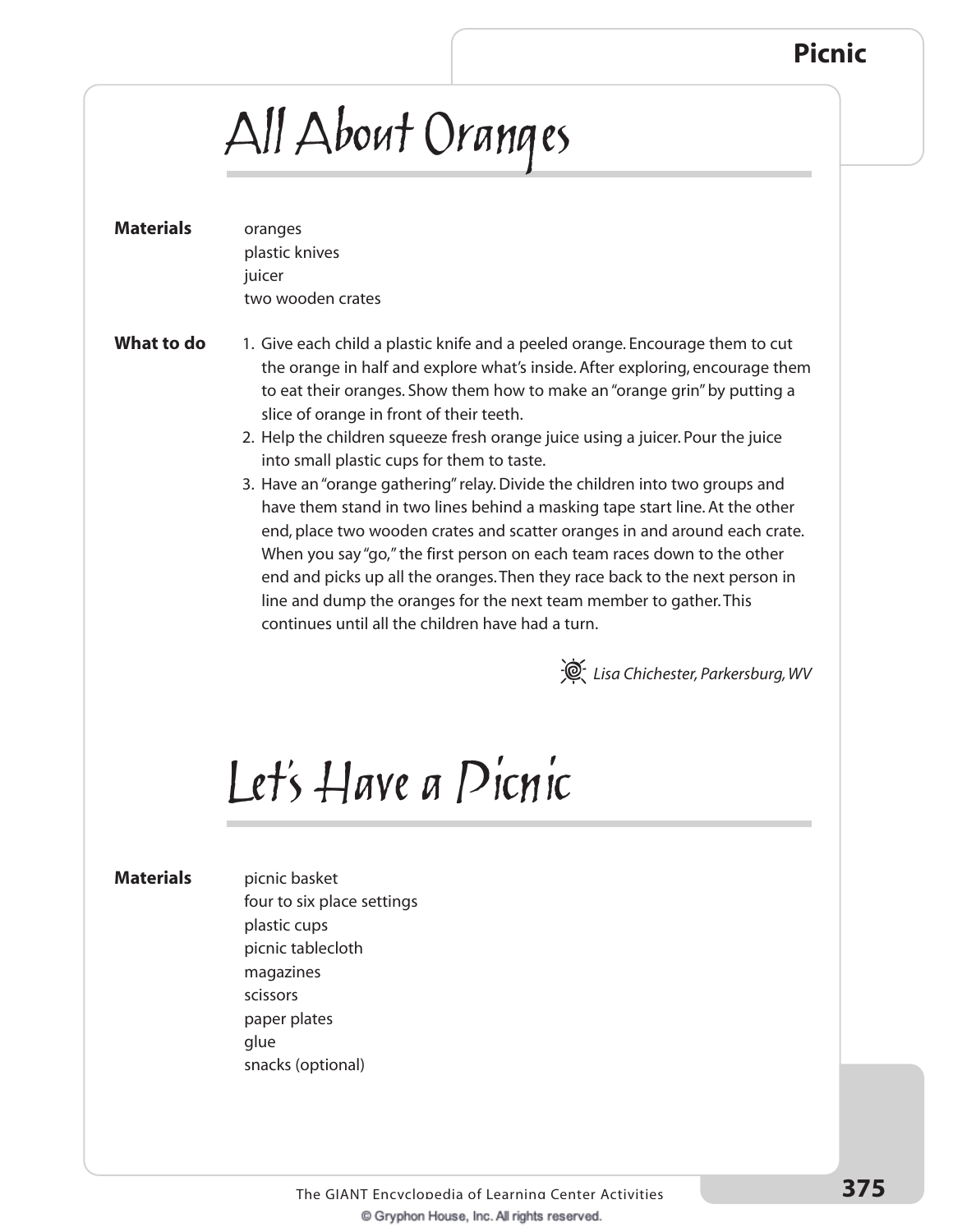# All About Oranges

**Materials**

oranges
plastic knives
juicer
two wooden crates

**What to do**

1. Give each child a plastic knife and a peeled orange. Encourage them to cut the orange in half and explore what's inside. After exploring, encourage them to eat their oranges. Show them how to make an "orange grin" by putting a slice of orange in front of their teeth.
2. Help the children squeeze fresh orange juice using a juicer. Pour the juice into small plastic cups for them to taste.
3. Have an "orange gathering" relay. Divide the children into two groups and have them stand in two lines behind a masking tape start line. At the other end, place two wooden crates and scatter oranges in and around each crate. When you say "go," the first person on each team races down to the other end and picks up all the oranges. Then they race back to the next person in line and dump the oranges for the next team member to gather. This continues until all the children have had a turn.

*Lisa Chichester, Parkersburg, WV*

# Let's Have a Picnic

**Materials**

picnic basket
four to six place settings
plastic cups
picnic tablecloth
magazines
scissors
paper plates
glue
snacks (optional)